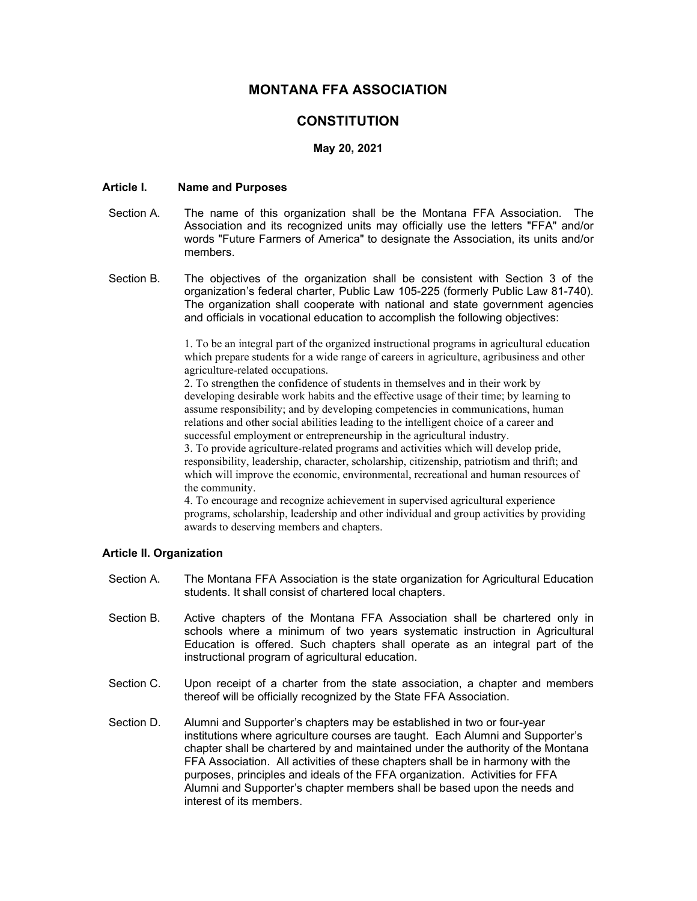# MONTANA FFA ASSOCIATION

## CONSTITUTION

**May 20, 2021**

### Article I. Name and Purposes

Section A. The name of this organization shall be the Montana FFA Association. The Association and its recognized units may officially use the letters "FFA" and/or words "Future Farmers of America" to designate the Association, its units and/or members.

Section B. The objectives of the organization shall be consistent with Section 3 of the organization's federal charter, Public Law 105-225 (formerly Public Law 81-740). The organization shall cooperate with national and state government agencies and officials in vocational education to accomplish the following objectives:

1. To be an integral part of the organized instructional programs in agricultural education which prepare students for a wide range of careers in agriculture, agribusiness and other agriculture-related occupations.
2. To strengthen the confidence of students in themselves and in their work by developing desirable work habits and the effective usage of their time; by learning to assume responsibility; and by developing competencies in communications, human relations and other social abilities leading to the intelligent choice of a career and successful employment or entrepreneurship in the agricultural industry.
3. To provide agriculture-related programs and activities which will develop pride, responsibility, leadership, character, scholarship, citizenship, patriotism and thrift; and which will improve the economic, environmental, recreational and human resources of the community.
4. To encourage and recognize achievement in supervised agricultural experience programs, scholarship, leadership and other individual and group activities by providing awards to deserving members and chapters.

### Article II. Organization

Section A. The Montana FFA Association is the state organization for Agricultural Education students. It shall consist of chartered local chapters.

Section B. Active chapters of the Montana FFA Association shall be chartered only in schools where a minimum of two years systematic instruction in Agricultural Education is offered. Such chapters shall operate as an integral part of the instructional program of agricultural education.

Section C. Upon receipt of a charter from the state association, a chapter and members thereof will be officially recognized by the State FFA Association.

Section D. Alumni and Supporter's chapters may be established in two or four-year institutions where agriculture courses are taught. Each Alumni and Supporter's chapter shall be chartered by and maintained under the authority of the Montana FFA Association. All activities of these chapters shall be in harmony with the purposes, principles and ideals of the FFA organization. Activities for FFA Alumni and Supporter's chapter members shall be based upon the needs and interest of its members.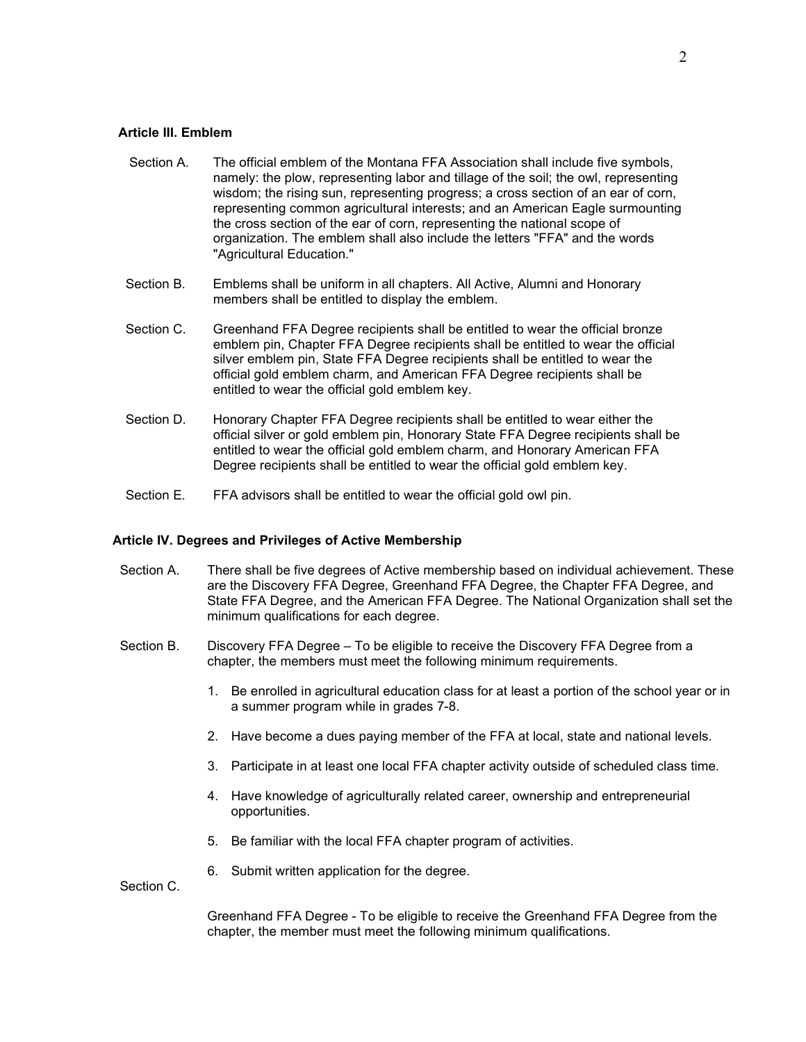### Article III. Emblem

Section A. The official emblem of the Montana FFA Association shall include five symbols, namely: the plow, representing labor and tillage of the soil; the owl, representing wisdom; the rising sun, representing progress; a cross section of an ear of corn, representing common agricultural interests; and an American Eagle surmounting the cross section of the ear of corn, representing the national scope of organization. The emblem shall also include the letters "FFA" and the words "Agricultural Education."

Section B. Emblems shall be uniform in all chapters. All Active, Alumni and Honorary members shall be entitled to display the emblem.

Section C. Greenhand FFA Degree recipients shall be entitled to wear the official bronze emblem pin, Chapter FFA Degree recipients shall be entitled to wear the official silver emblem pin, State FFA Degree recipients shall be entitled to wear the official gold emblem charm, and American FFA Degree recipients shall be entitled to wear the official gold emblem key.

Section D. Honorary Chapter FFA Degree recipients shall be entitled to wear either the official silver or gold emblem pin, Honorary State FFA Degree recipients shall be entitled to wear the official gold emblem charm, and Honorary American FFA Degree recipients shall be entitled to wear the official gold emblem key.

Section E. FFA advisors shall be entitled to wear the official gold owl pin.

### Article IV. Degrees and Privileges of Active Membership

Section A. There shall be five degrees of Active membership based on individual achievement. These are the Discovery FFA Degree, Greenhand FFA Degree, the Chapter FFA Degree, and State FFA Degree, and the American FFA Degree. The National Organization shall set the minimum qualifications for each degree.

Section B. Discovery FFA Degree – To be eligible to receive the Discovery FFA Degree from a chapter, the members must meet the following minimum requirements.

1. Be enrolled in agricultural education class for at least a portion of the school year or in a summer program while in grades 7-8.
2. Have become a dues paying member of the FFA at local, state and national levels.
3. Participate in at least one local FFA chapter activity outside of scheduled class time.
4. Have knowledge of agriculturally related career, ownership and entrepreneurial opportunities.
5. Be familiar with the local FFA chapter program of activities.
6. Submit written application for the degree.

Section C. Greenhand FFA Degree - To be eligible to receive the Greenhand FFA Degree from the chapter, the member must meet the following minimum qualifications.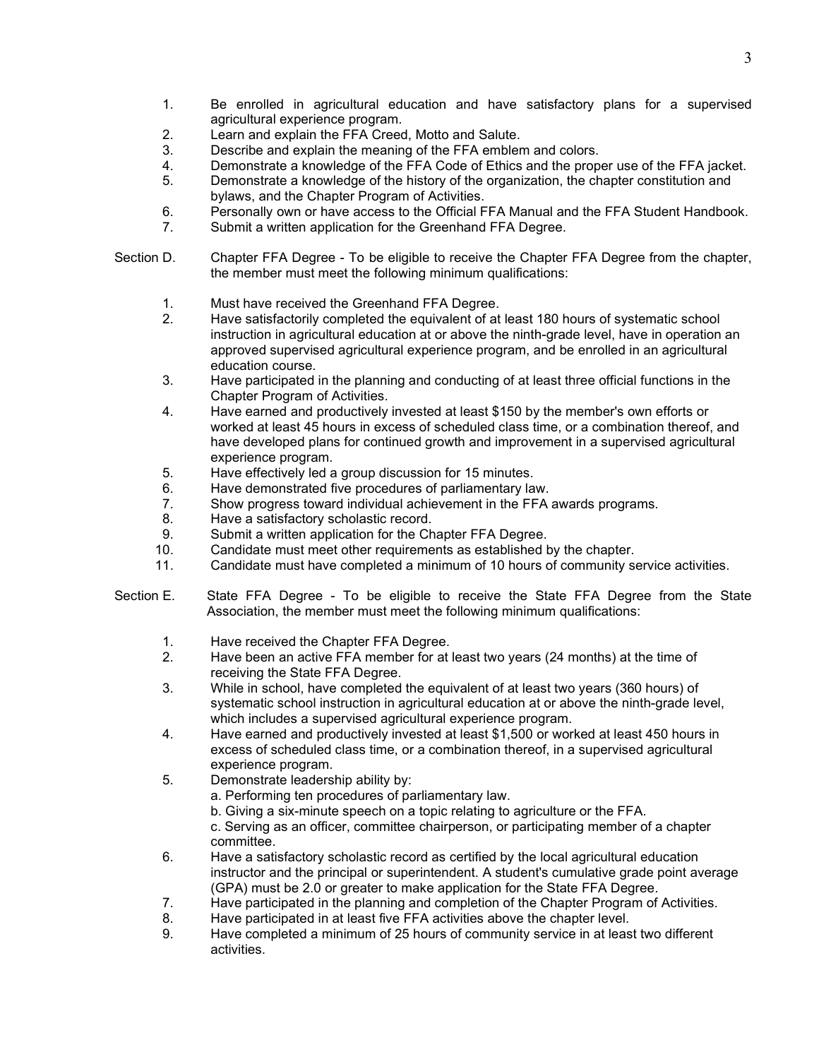1. Be enrolled in agricultural education and have satisfactory plans for a supervised agricultural experience program.
2. Learn and explain the FFA Creed, Motto and Salute.
3. Describe and explain the meaning of the FFA emblem and colors.
4. Demonstrate a knowledge of the FFA Code of Ethics and the proper use of the FFA jacket.
5. Demonstrate a knowledge of the history of the organization, the chapter constitution and bylaws, and the Chapter Program of Activities.
6. Personally own or have access to the Official FFA Manual and the FFA Student Handbook.
7. Submit a written application for the Greenhand FFA Degree.

Section D. Chapter FFA Degree - To be eligible to receive the Chapter FFA Degree from the chapter, the member must meet the following minimum qualifications:

1. Must have received the Greenhand FFA Degree.
2. Have satisfactorily completed the equivalent of at least 180 hours of systematic school instruction in agricultural education at or above the ninth-grade level, have in operation an approved supervised agricultural experience program, and be enrolled in an agricultural education course.
3. Have participated in the planning and conducting of at least three official functions in the Chapter Program of Activities.
4. Have earned and productively invested at least $150 by the member's own efforts or worked at least 45 hours in excess of scheduled class time, or a combination thereof, and have developed plans for continued growth and improvement in a supervised agricultural experience program.
5. Have effectively led a group discussion for 15 minutes.
6. Have demonstrated five procedures of parliamentary law.
7. Show progress toward individual achievement in the FFA awards programs.
8. Have a satisfactory scholastic record.
9. Submit a written application for the Chapter FFA Degree.
10. Candidate must meet other requirements as established by the chapter.
11. Candidate must have completed a minimum of 10 hours of community service activities.

Section E. State FFA Degree - To be eligible to receive the State FFA Degree from the State Association, the member must meet the following minimum qualifications:

1. Have received the Chapter FFA Degree.
2. Have been an active FFA member for at least two years (24 months) at the time of receiving the State FFA Degree.
3. While in school, have completed the equivalent of at least two years (360 hours) of systematic school instruction in agricultural education at or above the ninth-grade level, which includes a supervised agricultural experience program.
4. Have earned and productively invested at least $1,500 or worked at least 450 hours in excess of scheduled class time, or a combination thereof, in a supervised agricultural experience program.
5. Demonstrate leadership ability by:
   a. Performing ten procedures of parliamentary law.
   b. Giving a six-minute speech on a topic relating to agriculture or the FFA.
   c. Serving as an officer, committee chairperson, or participating member of a chapter committee.
6. Have a satisfactory scholastic record as certified by the local agricultural education instructor and the principal or superintendent. A student's cumulative grade point average (GPA) must be 2.0 or greater to make application for the State FFA Degree.
7. Have participated in the planning and completion of the Chapter Program of Activities.
8. Have participated in at least five FFA activities above the chapter level.
9. Have completed a minimum of 25 hours of community service in at least two different activities.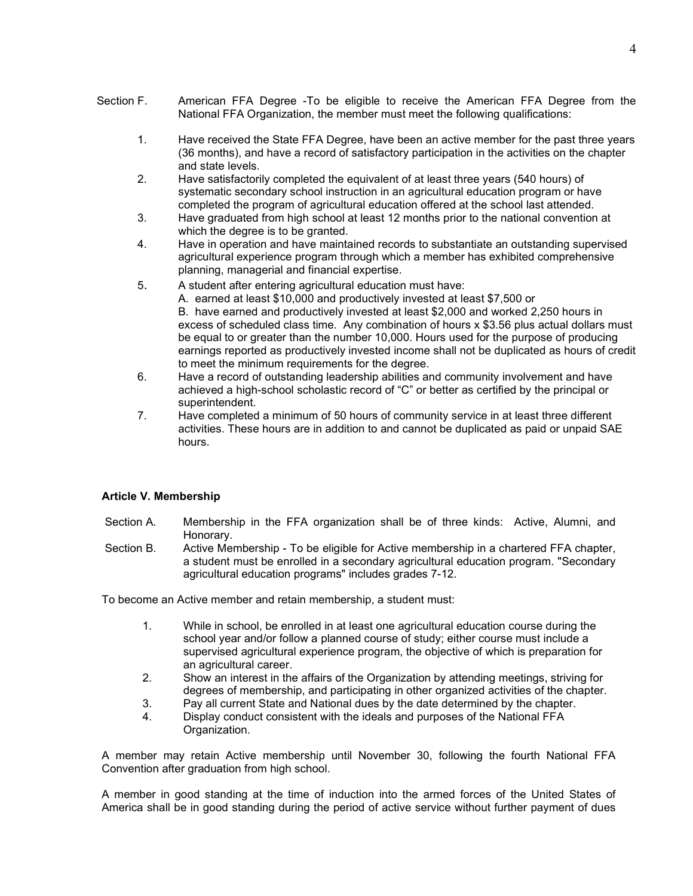Section F. American FFA Degree -To be eligible to receive the American FFA Degree from the National FFA Organization, the member must meet the following qualifications:

1. Have received the State FFA Degree, have been an active member for the past three years (36 months), and have a record of satisfactory participation in the activities on the chapter and state levels.
2. Have satisfactorily completed the equivalent of at least three years (540 hours) of systematic secondary school instruction in an agricultural education program or have completed the program of agricultural education offered at the school last attended.
3. Have graduated from high school at least 12 months prior to the national convention at which the degree is to be granted.
4. Have in operation and have maintained records to substantiate an outstanding supervised agricultural experience program through which a member has exhibited comprehensive planning, managerial and financial expertise.
5. A student after entering agricultural education must have:
   A. earned at least $10,000 and productively invested at least $7,500 or
   B. have earned and productively invested at least $2,000 and worked 2,250 hours in excess of scheduled class time. Any combination of hours x $3.56 plus actual dollars must be equal to or greater than the number 10,000. Hours used for the purpose of producing earnings reported as productively invested income shall not be duplicated as hours of credit to meet the minimum requirements for the degree.
6. Have a record of outstanding leadership abilities and community involvement and have achieved a high-school scholastic record of "C" or better as certified by the principal or superintendent.
7. Have completed a minimum of 50 hours of community service in at least three different activities. These hours are in addition to and cannot be duplicated as paid or unpaid SAE hours.

**Article V. Membership**

Section A. Membership in the FFA organization shall be of three kinds: Active, Alumni, and Honorary.

Section B. Active Membership - To be eligible for Active membership in a chartered FFA chapter, a student must be enrolled in a secondary agricultural education program. "Secondary agricultural education programs" includes grades 7-12.

To become an Active member and retain membership, a student must:

1. While in school, be enrolled in at least one agricultural education course during the school year and/or follow a planned course of study; either course must include a supervised agricultural experience program, the objective of which is preparation for an agricultural career.
2. Show an interest in the affairs of the Organization by attending meetings, striving for degrees of membership, and participating in other organized activities of the chapter.
3. Pay all current State and National dues by the date determined by the chapter.
4. Display conduct consistent with the ideals and purposes of the National FFA Organization.

A member may retain Active membership until November 30, following the fourth National FFA Convention after graduation from high school.

A member in good standing at the time of induction into the armed forces of the United States of America shall be in good standing during the period of active service without further payment of dues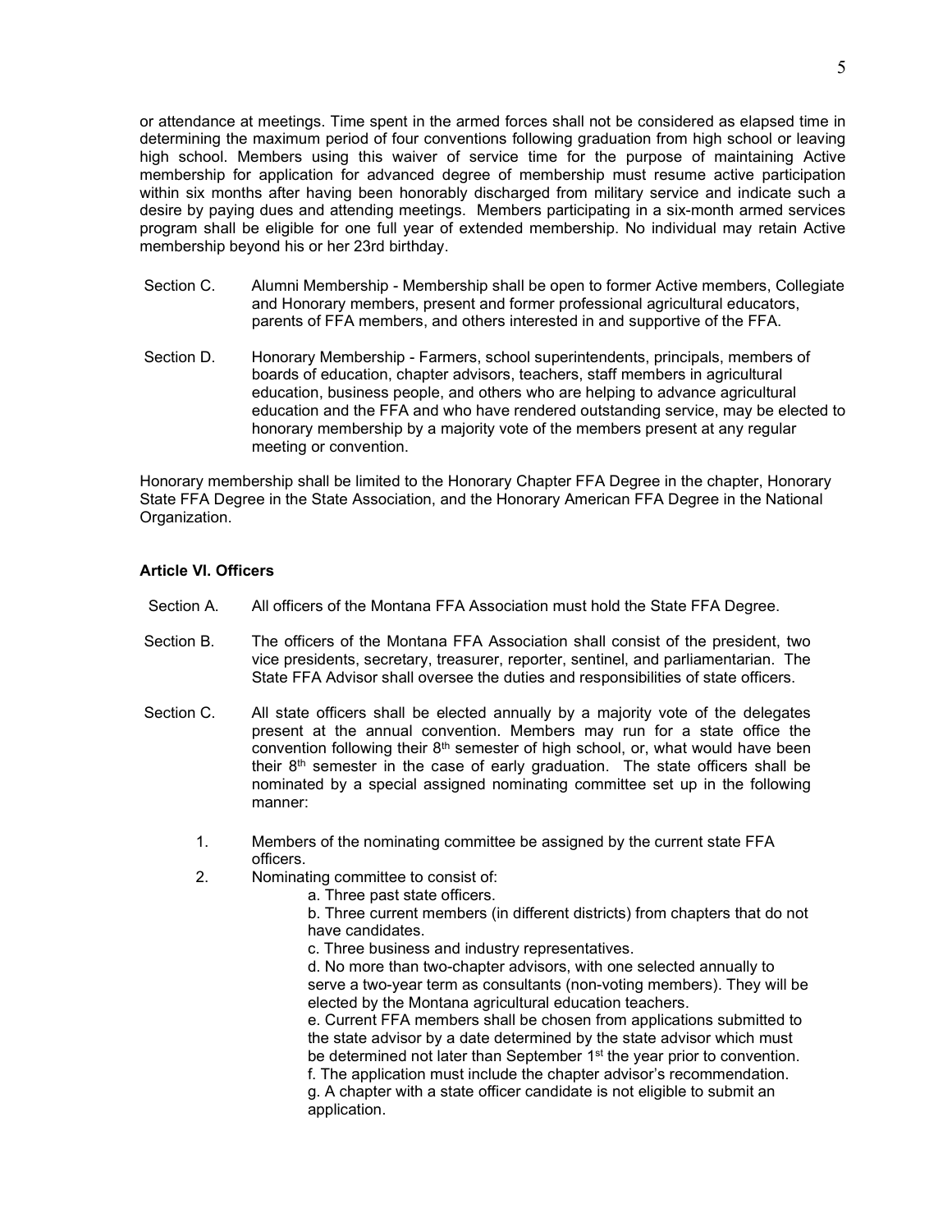or attendance at meetings. Time spent in the armed forces shall not be considered as elapsed time in determining the maximum period of four conventions following graduation from high school or leaving high school. Members using this waiver of service time for the purpose of maintaining Active membership for application for advanced degree of membership must resume active participation within six months after having been honorably discharged from military service and indicate such a desire by paying dues and attending meetings. Members participating in a six-month armed services program shall be eligible for one full year of extended membership. No individual may retain Active membership beyond his or her 23rd birthday.

Section C. Alumni Membership - Membership shall be open to former Active members, Collegiate and Honorary members, present and former professional agricultural educators, parents of FFA members, and others interested in and supportive of the FFA.

Section D. Honorary Membership - Farmers, school superintendents, principals, members of boards of education, chapter advisors, teachers, staff members in agricultural education, business people, and others who are helping to advance agricultural education and the FFA and who have rendered outstanding service, may be elected to honorary membership by a majority vote of the members present at any regular meeting or convention.

Honorary membership shall be limited to the Honorary Chapter FFA Degree in the chapter, Honorary State FFA Degree in the State Association, and the Honorary American FFA Degree in the National Organization.

### Article VI. Officers

Section A. All officers of the Montana FFA Association must hold the State FFA Degree.

Section B. The officers of the Montana FFA Association shall consist of the president, two vice presidents, secretary, treasurer, reporter, sentinel, and parliamentarian. The State FFA Advisor shall oversee the duties and responsibilities of state officers.

Section C. All state officers shall be elected annually by a majority vote of the delegates present at the annual convention. Members may run for a state office the convention following their 8th semester of high school, or, what would have been their 8th semester in the case of early graduation. The state officers shall be nominated by a special assigned nominating committee set up in the following manner:

1. Members of the nominating committee be assigned by the current state FFA officers.
2. Nominating committee to consist of:
   - a. Three past state officers.
   - b. Three current members (in different districts) from chapters that do not have candidates.
   - c. Three business and industry representatives.
   - d. No more than two-chapter advisors, with one selected annually to serve a two-year term as consultants (non-voting members). They will be elected by the Montana agricultural education teachers.
   - e. Current FFA members shall be chosen from applications submitted to the state advisor by a date determined by the state advisor which must be determined not later than September 1st the year prior to convention.
   - f. The application must include the chapter advisor's recommendation.
   - g. A chapter with a state officer candidate is not eligible to submit an application.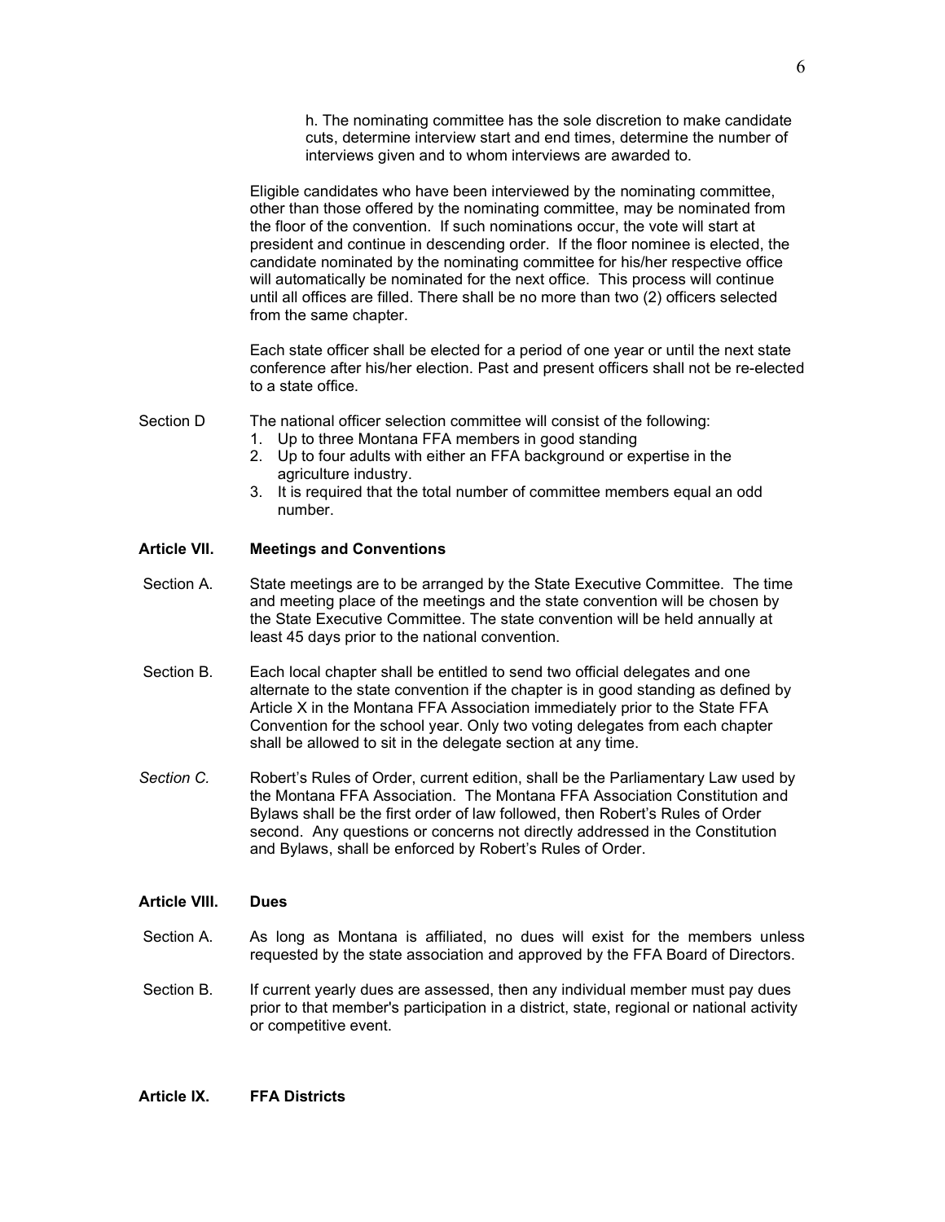h. The nominating committee has the sole discretion to make candidate cuts, determine interview start and end times, determine the number of interviews given and to whom interviews are awarded to.

Eligible candidates who have been interviewed by the nominating committee, other than those offered by the nominating committee, may be nominated from the floor of the convention. If such nominations occur, the vote will start at president and continue in descending order. If the floor nominee is elected, the candidate nominated by the nominating committee for his/her respective office will automatically be nominated for the next office. This process will continue until all offices are filled. There shall be no more than two (2) officers selected from the same chapter.

Each state officer shall be elected for a period of one year or until the next state conference after his/her election. Past and present officers shall not be re-elected to a state office.

Section D The national officer selection committee will consist of the following:

1. Up to three Montana FFA members in good standing
2. Up to four adults with either an FFA background or expertise in the agriculture industry.
3. It is required that the total number of committee members equal an odd number.

**Article VII. Meetings and Conventions**

Section A. State meetings are to be arranged by the State Executive Committee. The time and meeting place of the meetings and the state convention will be chosen by the State Executive Committee. The state convention will be held annually at least 45 days prior to the national convention.

Section B. Each local chapter shall be entitled to send two official delegates and one alternate to the state convention if the chapter is in good standing as defined by Article X in the Montana FFA Association immediately prior to the State FFA Convention for the school year. Only two voting delegates from each chapter shall be allowed to sit in the delegate section at any time.

*Section C.* Robert's Rules of Order, current edition, shall be the Parliamentary Law used by the Montana FFA Association. The Montana FFA Association Constitution and Bylaws shall be the first order of law followed, then Robert's Rules of Order second. Any questions or concerns not directly addressed in the Constitution and Bylaws, shall be enforced by Robert's Rules of Order.

**Article VIII. Dues**

Section A. As long as Montana is affiliated, no dues will exist for the members unless requested by the state association and approved by the FFA Board of Directors.

Section B. If current yearly dues are assessed, then any individual member must pay dues prior to that member's participation in a district, state, regional or national activity or competitive event.

**Article IX. FFA Districts**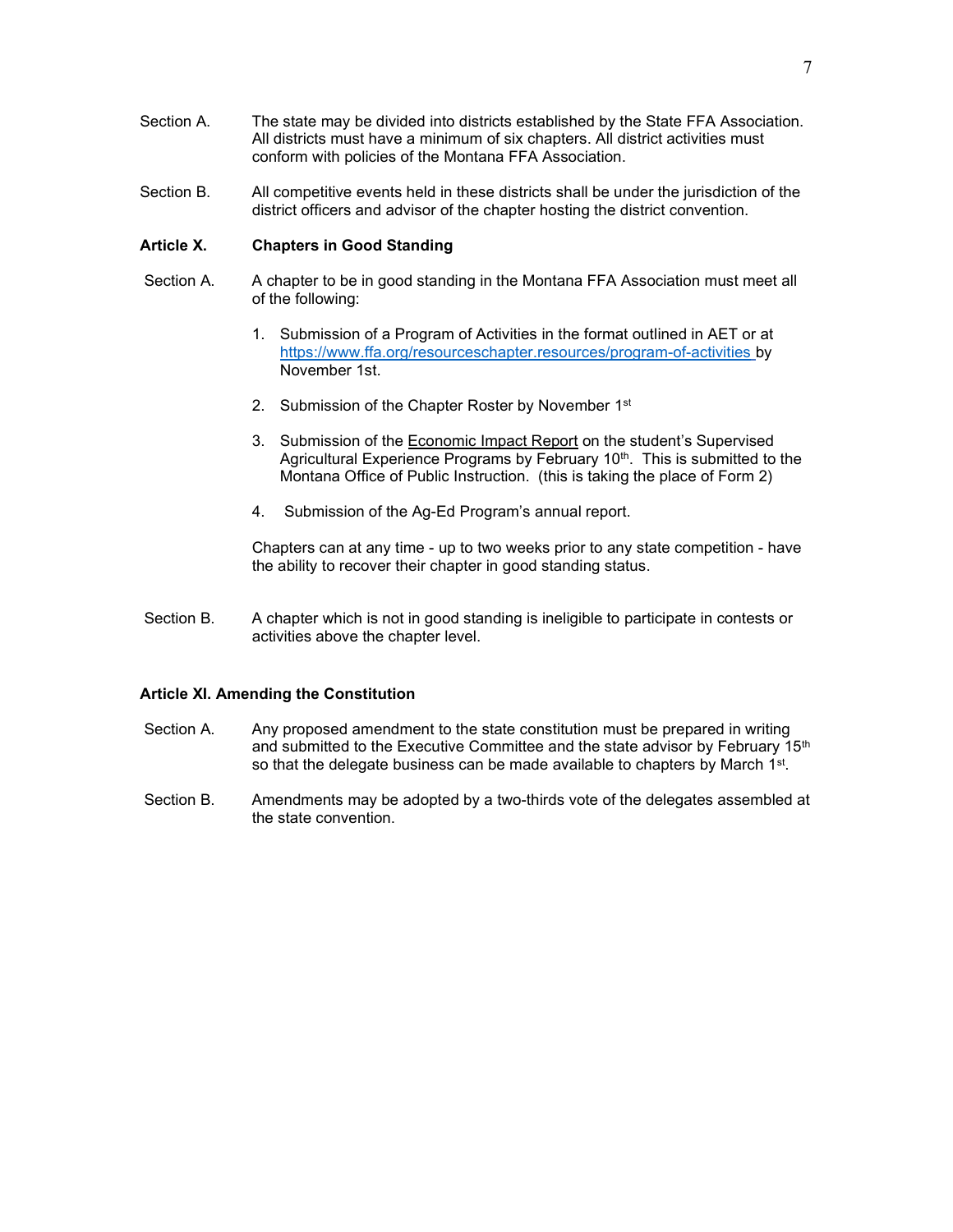Section A. The state may be divided into districts established by the State FFA Association. All districts must have a minimum of six chapters. All district activities must conform with policies of the Montana FFA Association.

Section B. All competitive events held in these districts shall be under the jurisdiction of the district officers and advisor of the chapter hosting the district convention.

**Article X. Chapters in Good Standing**

Section A. A chapter to be in good standing in the Montana FFA Association must meet all of the following:

1. Submission of a Program of Activities in the format outlined in AET or at https://www.ffa.org/resourceschapter.resources/program-of-activities by November 1st.

2. Submission of the Chapter Roster by November 1st

3. Submission of the Economic Impact Report on the student's Supervised Agricultural Experience Programs by February 10th. This is submitted to the Montana Office of Public Instruction. (this is taking the place of Form 2)

4. Submission of the Ag-Ed Program's annual report.

Chapters can at any time - up to two weeks prior to any state competition - have the ability to recover their chapter in good standing status.

Section B. A chapter which is not in good standing is ineligible to participate in contests or activities above the chapter level.

**Article XI. Amending the Constitution**

Section A. Any proposed amendment to the state constitution must be prepared in writing and submitted to the Executive Committee and the state advisor by February 15th so that the delegate business can be made available to chapters by March 1st.

Section B. Amendments may be adopted by a two-thirds vote of the delegates assembled at the state convention.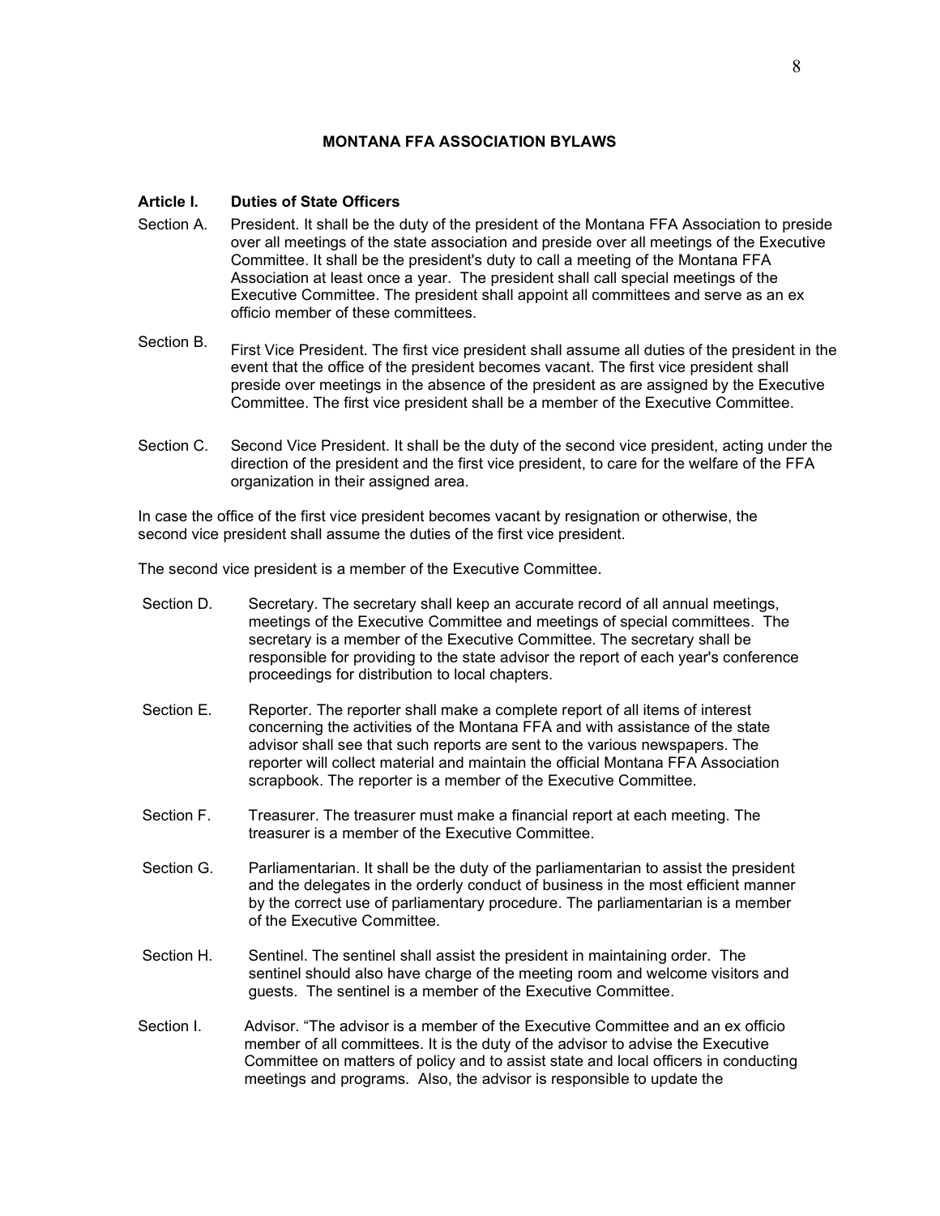# MONTANA FFA ASSOCIATION BYLAWS

## Article I. Duties of State Officers

Section A. President. It shall be the duty of the president of the Montana FFA Association to preside over all meetings of the state association and preside over all meetings of the Executive Committee. It shall be the president's duty to call a meeting of the Montana FFA Association at least once a year. The president shall call special meetings of the Executive Committee. The president shall appoint all committees and serve as an ex officio member of these committees.

Section B. First Vice President. The first vice president shall assume all duties of the president in the event that the office of the president becomes vacant. The first vice president shall preside over meetings in the absence of the president as are assigned by the Executive Committee. The first vice president shall be a member of the Executive Committee.

Section C. Second Vice President. It shall be the duty of the second vice president, acting under the direction of the president and the first vice president, to care for the welfare of the FFA organization in their assigned area.

In case the office of the first vice president becomes vacant by resignation or otherwise, the second vice president shall assume the duties of the first vice president.

The second vice president is a member of the Executive Committee.

Section D. Secretary. The secretary shall keep an accurate record of all annual meetings, meetings of the Executive Committee and meetings of special committees. The secretary is a member of the Executive Committee. The secretary shall be responsible for providing to the state advisor the report of each year's conference proceedings for distribution to local chapters.

Section E. Reporter. The reporter shall make a complete report of all items of interest concerning the activities of the Montana FFA and with assistance of the state advisor shall see that such reports are sent to the various newspapers. The reporter will collect material and maintain the official Montana FFA Association scrapbook. The reporter is a member of the Executive Committee.

Section F. Treasurer. The treasurer must make a financial report at each meeting. The treasurer is a member of the Executive Committee.

Section G. Parliamentarian. It shall be the duty of the parliamentarian to assist the president and the delegates in the orderly conduct of business in the most efficient manner by the correct use of parliamentary procedure. The parliamentarian is a member of the Executive Committee.

Section H. Sentinel. The sentinel shall assist the president in maintaining order. The sentinel should also have charge of the meeting room and welcome visitors and guests. The sentinel is a member of the Executive Committee.

Section I. Advisor. "The advisor is a member of the Executive Committee and an ex officio member of all committees. It is the duty of the advisor to advise the Executive Committee on matters of policy and to assist state and local officers in conducting meetings and programs. Also, the advisor is responsible to update the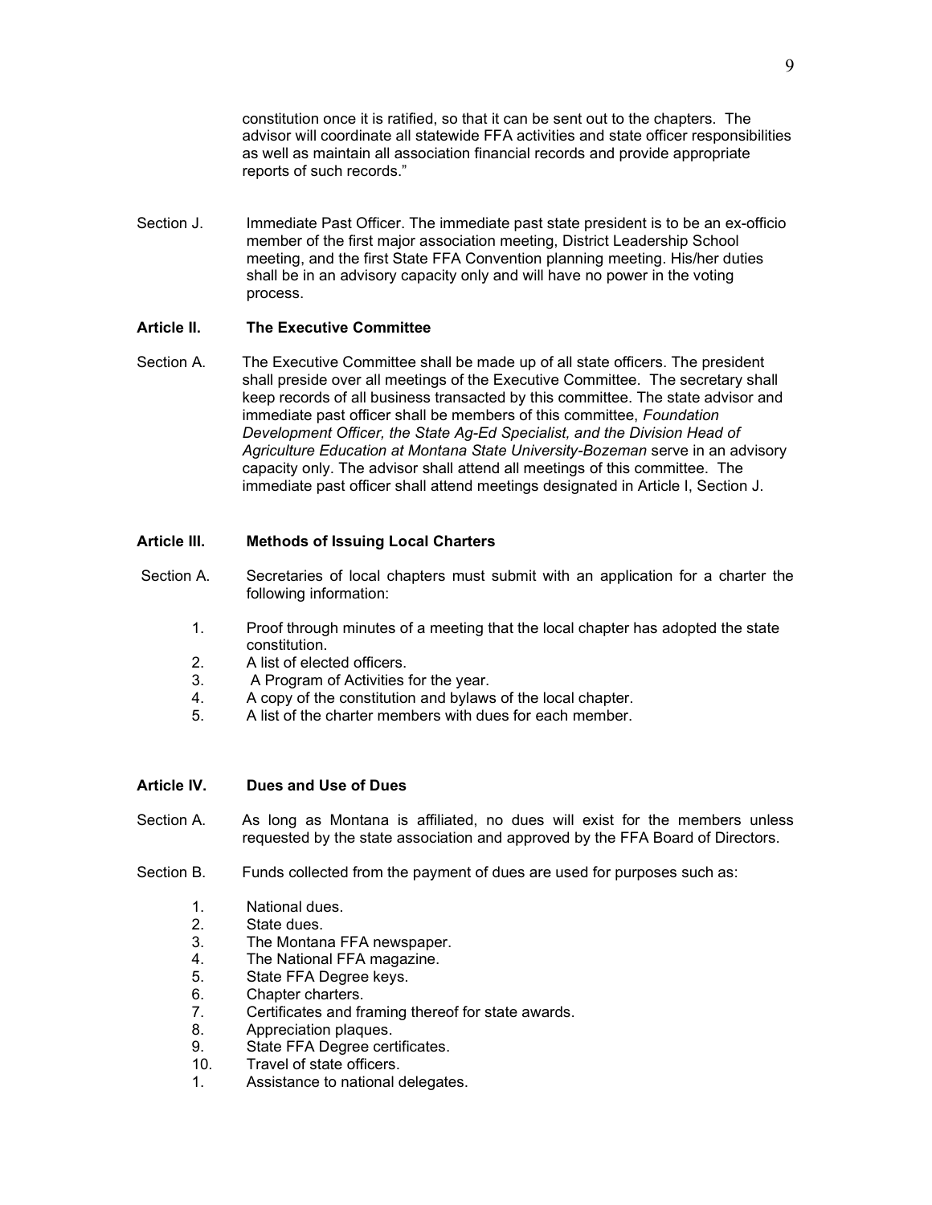constitution once it is ratified, so that it can be sent out to the chapters. The advisor will coordinate all statewide FFA activities and state officer responsibilities as well as maintain all association financial records and provide appropriate reports of such records."

Section J. Immediate Past Officer. The immediate past state president is to be an ex-officio member of the first major association meeting, District Leadership School meeting, and the first State FFA Convention planning meeting. His/her duties shall be in an advisory capacity only and will have no power in the voting process.

**Article II. The Executive Committee**

Section A. The Executive Committee shall be made up of all state officers. The president shall preside over all meetings of the Executive Committee. The secretary shall keep records of all business transacted by this committee. The state advisor and immediate past officer shall be members of this committee, *Foundation Development Officer, the State Ag-Ed Specialist, and the Division Head of Agriculture Education at Montana State University-Bozeman* serve in an advisory capacity only. The advisor shall attend all meetings of this committee. The immediate past officer shall attend meetings designated in Article I, Section J.

**Article III. Methods of Issuing Local Charters**

Section A. Secretaries of local chapters must submit with an application for a charter the following information:

1. Proof through minutes of a meeting that the local chapter has adopted the state constitution.
2. A list of elected officers.
3. A Program of Activities for the year.
4. A copy of the constitution and bylaws of the local chapter.
5. A list of the charter members with dues for each member.

**Article IV. Dues and Use of Dues**

Section A. As long as Montana is affiliated, no dues will exist for the members unless requested by the state association and approved by the FFA Board of Directors.

Section B. Funds collected from the payment of dues are used for purposes such as:

1. National dues.
2. State dues.
3. The Montana FFA newspaper.
4. The National FFA magazine.
5. State FFA Degree keys.
6. Chapter charters.
7. Certificates and framing thereof for state awards.
8. Appreciation plaques.
9. State FFA Degree certificates.
10. Travel of state officers.
1. Assistance to national delegates.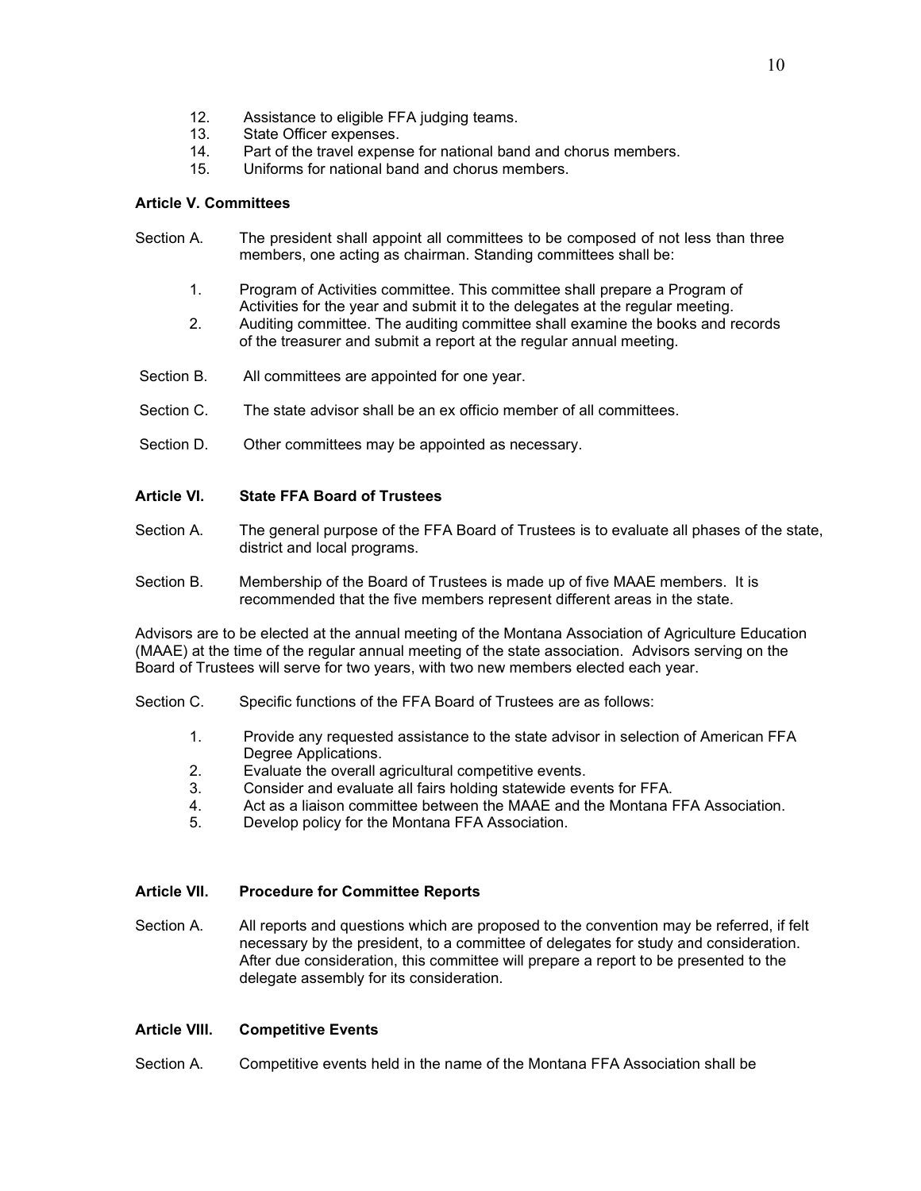12. Assistance to eligible FFA judging teams.
13. State Officer expenses.
14. Part of the travel expense for national band and chorus members.
15. Uniforms for national band and chorus members.

**Article V. Committees**

Section A. The president shall appoint all committees to be composed of not less than three members, one acting as chairman. Standing committees shall be:

1. Program of Activities committee. This committee shall prepare a Program of Activities for the year and submit it to the delegates at the regular meeting.
2. Auditing committee. The auditing committee shall examine the books and records of the treasurer and submit a report at the regular annual meeting.

Section B. All committees are appointed for one year.

Section C. The state advisor shall be an ex officio member of all committees.

Section D. Other committees may be appointed as necessary.

**Article VI. State FFA Board of Trustees**

Section A. The general purpose of the FFA Board of Trustees is to evaluate all phases of the state, district and local programs.

Section B. Membership of the Board of Trustees is made up of five MAAE members. It is recommended that the five members represent different areas in the state.

Advisors are to be elected at the annual meeting of the Montana Association of Agriculture Education (MAAE) at the time of the regular annual meeting of the state association. Advisors serving on the Board of Trustees will serve for two years, with two new members elected each year.

Section C. Specific functions of the FFA Board of Trustees are as follows:

1. Provide any requested assistance to the state advisor in selection of American FFA Degree Applications.
2. Evaluate the overall agricultural competitive events.
3. Consider and evaluate all fairs holding statewide events for FFA.
4. Act as a liaison committee between the MAAE and the Montana FFA Association.
5. Develop policy for the Montana FFA Association.

**Article VII. Procedure for Committee Reports**

Section A. All reports and questions which are proposed to the convention may be referred, if felt necessary by the president, to a committee of delegates for study and consideration. After due consideration, this committee will prepare a report to be presented to the delegate assembly for its consideration.

**Article VIII. Competitive Events**

Section A. Competitive events held in the name of the Montana FFA Association shall be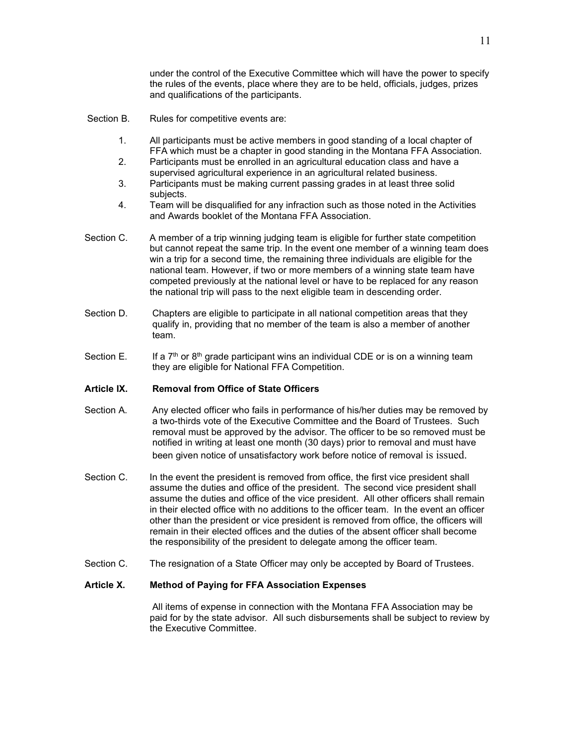under the control of the Executive Committee which will have the power to specify the rules of the events, place where they are to be held, officials, judges, prizes and qualifications of the participants.

Section B. Rules for competitive events are:

1. All participants must be active members in good standing of a local chapter of FFA which must be a chapter in good standing in the Montana FFA Association.
2. Participants must be enrolled in an agricultural education class and have a supervised agricultural experience in an agricultural related business.
3. Participants must be making current passing grades in at least three solid subjects.
4. Team will be disqualified for any infraction such as those noted in the Activities and Awards booklet of the Montana FFA Association.

Section C. A member of a trip winning judging team is eligible for further state competition but cannot repeat the same trip. In the event one member of a winning team does win a trip for a second time, the remaining three individuals are eligible for the national team. However, if two or more members of a winning state team have competed previously at the national level or have to be replaced for any reason the national trip will pass to the next eligible team in descending order.

Section D. Chapters are eligible to participate in all national competition areas that they qualify in, providing that no member of the team is also a member of another team.

Section E. If a 7th or 8th grade participant wins an individual CDE or is on a winning team they are eligible for National FFA Competition.

**Article IX. Removal from Office of State Officers**

Section A. Any elected officer who fails in performance of his/her duties may be removed by a two-thirds vote of the Executive Committee and the Board of Trustees. Such removal must be approved by the advisor. The officer to be so removed must be notified in writing at least one month (30 days) prior to removal and must have been given notice of unsatisfactory work before notice of removal is issued.

Section C. In the event the president is removed from office, the first vice president shall assume the duties and office of the president. The second vice president shall assume the duties and office of the vice president. All other officers shall remain in their elected office with no additions to the officer team. In the event an officer other than the president or vice president is removed from office, the officers will remain in their elected offices and the duties of the absent officer shall become the responsibility of the president to delegate among the officer team.

Section C. The resignation of a State Officer may only be accepted by Board of Trustees.

**Article X. Method of Paying for FFA Association Expenses**

All items of expense in connection with the Montana FFA Association may be paid for by the state advisor. All such disbursements shall be subject to review by the Executive Committee.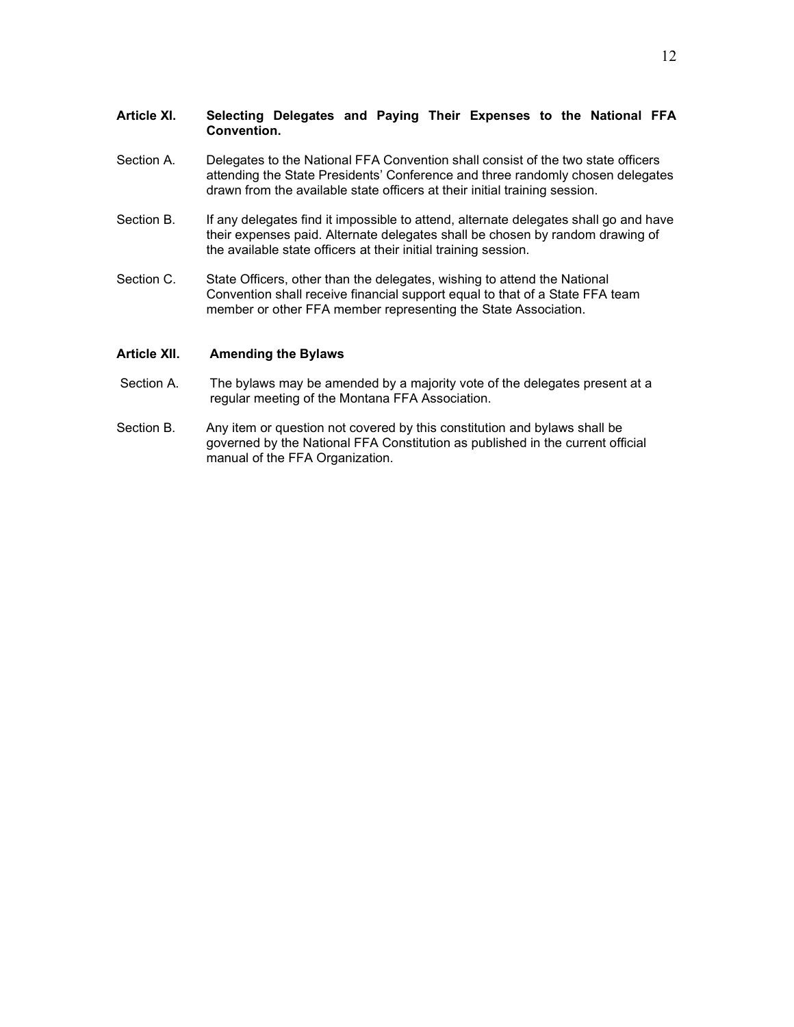**Article XI. Selecting Delegates and Paying Their Expenses to the National FFA Convention.**

Section A. Delegates to the National FFA Convention shall consist of the two state officers attending the State Presidents' Conference and three randomly chosen delegates drawn from the available state officers at their initial training session.

Section B. If any delegates find it impossible to attend, alternate delegates shall go and have their expenses paid. Alternate delegates shall be chosen by random drawing of the available state officers at their initial training session.

Section C. State Officers, other than the delegates, wishing to attend the National Convention shall receive financial support equal to that of a State FFA team member or other FFA member representing the State Association.

**Article XII. Amending the Bylaws**

Section A. The bylaws may be amended by a majority vote of the delegates present at a regular meeting of the Montana FFA Association.

Section B. Any item or question not covered by this constitution and bylaws shall be governed by the National FFA Constitution as published in the current official manual of the FFA Organization.